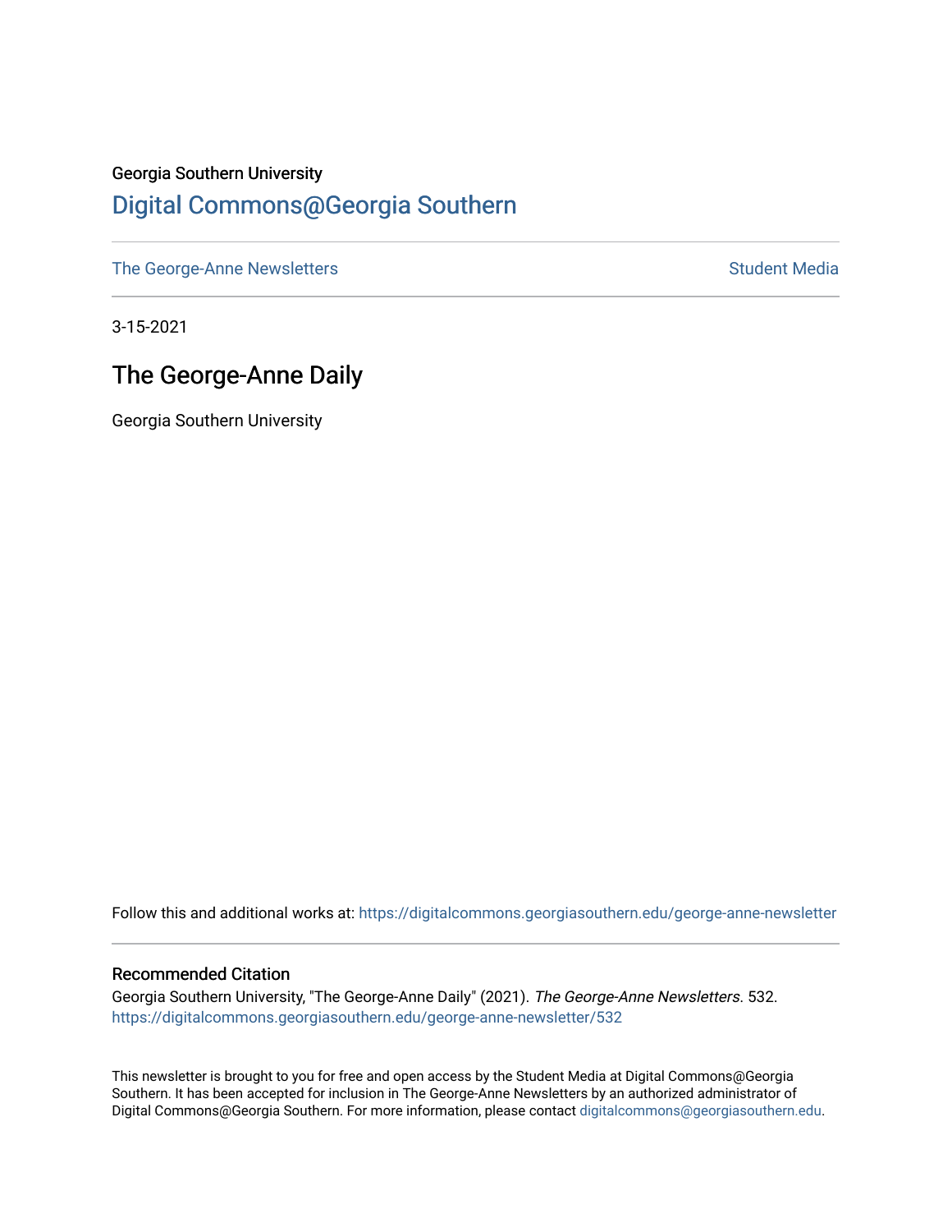Georgia Southern University

# Digital Commons@Georgia Southern

The George-Anne Newsletters | Student Media

3-15-2021

## The George-Anne Daily

Georgia Southern University

Follow this and additional works at: https://digitalcommons.georgiasouthern.edu/george-anne-newsletter

### Recommended Citation

Georgia Southern University, "The George-Anne Daily" (2021). *The George-Anne Newsletters*. 532.
https://digitalcommons.georgiasouthern.edu/george-anne-newsletter/532

This newsletter is brought to you for free and open access by the Student Media at Digital Commons@Georgia Southern. It has been accepted for inclusion in The George-Anne Newsletters by an authorized administrator of Digital Commons@Georgia Southern. For more information, please contact digitalcommons@georgiasouthern.edu.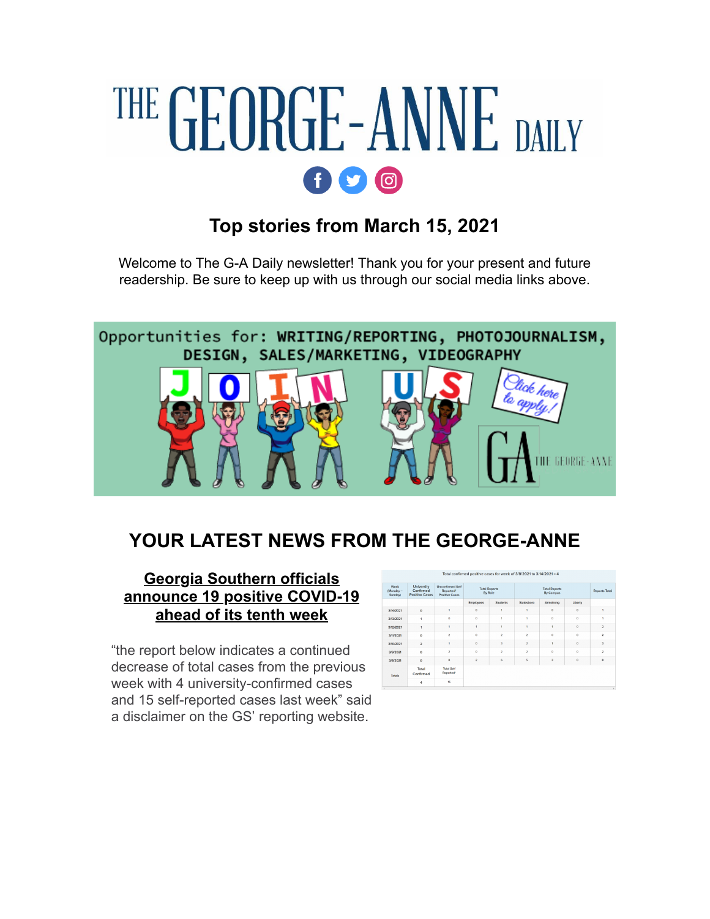# THE GEORGE-ANNE DAILY

## Top stories from March 15, 2021

Welcome to The G-A Daily newsletter! Thank you for your present and future readership. Be sure to keep up with us through our social media links above.

Opportunities for: WRITING/REPORTING, PHOTOJOURNALISM, DESIGN, SALES/MARKETING, VIDEOGRAPHY

JOIN US

Click here to apply!

## YOUR LATEST NEWS FROM THE GEORGE-ANNE

### Georgia Southern officials announce 19 positive COVID-19 ahead of its tenth week

"the report below indicates a continued decrease of total cases from the previous week with 4 university-confirmed cases and 15 self-reported cases last week" said a disclaimer on the GS' reporting website.

Total confirmed positive cases for week of 3/8/2021 to 3/14/2021 = 4

| Week (Monday – Sunday) | University Confirmed Positive Cases | Unconfirmed Self Reported* Positive Cases | Total Reports By Role | | Total Reports By Campus | | | Reports Total |
|---|---|---|---|---|---|---|---|---|
| | | | Employees | Students | Statesboro | Armstrong | Liberty | |
| 3/14/2021 | 0 | 1 | 0 | 1 | 1 | 0 | 0 | 1 |
| 3/13/2021 | 1 | 0 | 0 | 1 | 1 | 0 | 0 | 1 |
| 3/12/2021 | 1 | 1 | 1 | 1 | 1 | 1 | 0 | 2 |
| 3/11/2021 | 0 | 2 | 0 | 2 | 2 | 0 | 0 | 2 |
| 3/10/2021 | 2 | 1 | 0 | 3 | 2 | 1 | 0 | 3 |
| 3/9/2021 | 0 | 2 | 0 | 2 | 2 | 0 | 0 | 2 |
| 3/8/2021 | 0 | 8 | 2 | 6 | 5 | 3 | 0 | 8 |
| Totals | Total Confirmed 4 | Total Self Reported* 15 | | | | | | |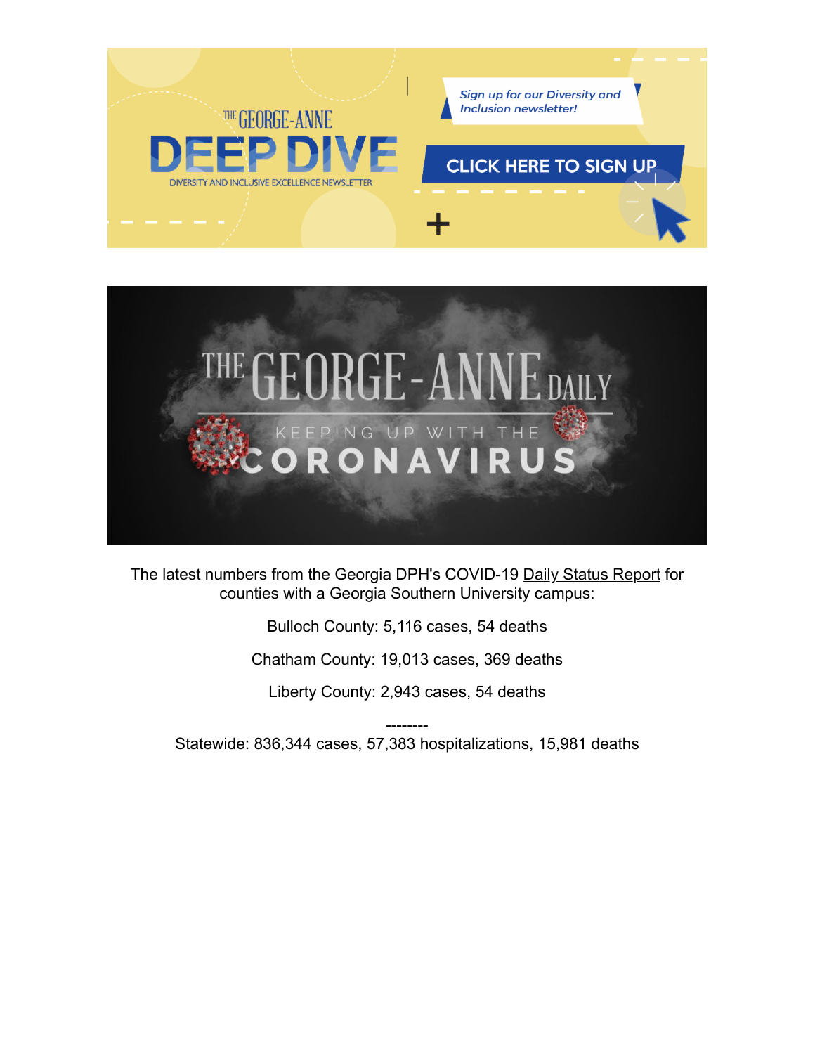THE GEORGE-ANNE

DEEP DIVE

DIVERSITY AND INCLUSIVE EXCELLENCE NEWSLETTER

Sign up for our Diversity and Inclusion newsletter!

CLICK HERE TO SIGN UP

THE GEORGE-ANNE DAILY

KEEPING UP WITH THE CORONAVIRUS

The latest numbers from the Georgia DPH's COVID-19 Daily Status Report for counties with a Georgia Southern University campus:

Bulloch County: 5,116 cases, 54 deaths

Chatham County: 19,013 cases, 369 deaths

Liberty County: 2,943 cases, 54 deaths

--------

Statewide: 836,344 cases, 57,383 hospitalizations, 15,981 deaths